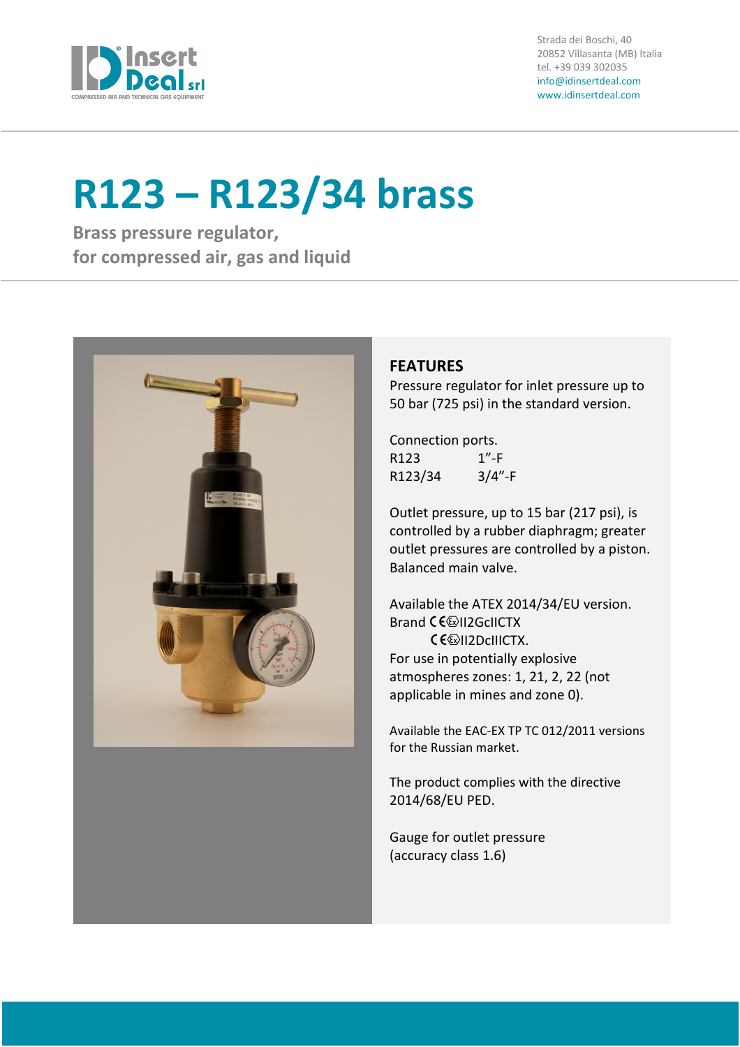Strada dei Boschi, 40
20852 Villasanta (MB) Italia
tel. +39 039 302035
info@idinsertdeal.com
www.idinsertdeal.com

# R123 – R123/34 brass

**Brass pressure regulator,**
**for compressed air, gas and liquid**

## FEATURES

Pressure regulator for inlet pressure up to 50 bar (725 psi) in the standard version.

Connection ports.

| | |
|---|---|
| R123 | 1”-F |
| R123/34 | 3/4”-F |

Outlet pressure, up to 15 bar (217 psi), is controlled by a rubber diaphragm; greater outlet pressures are controlled by a piston. Balanced main valve.

Available the ATEX 2014/34/EU version.
Brand CE Ex II2GcIICTX
CE Ex II2DcIIICTX.
For use in potentially explosive atmospheres zones: 1, 21, 2, 22 (not applicable in mines and zone 0).

Available the EAC-EX TP TC 012/2011 versions for the Russian market.

The product complies with the directive 2014/68/EU PED.

Gauge for outlet pressure
(accuracy class 1.6)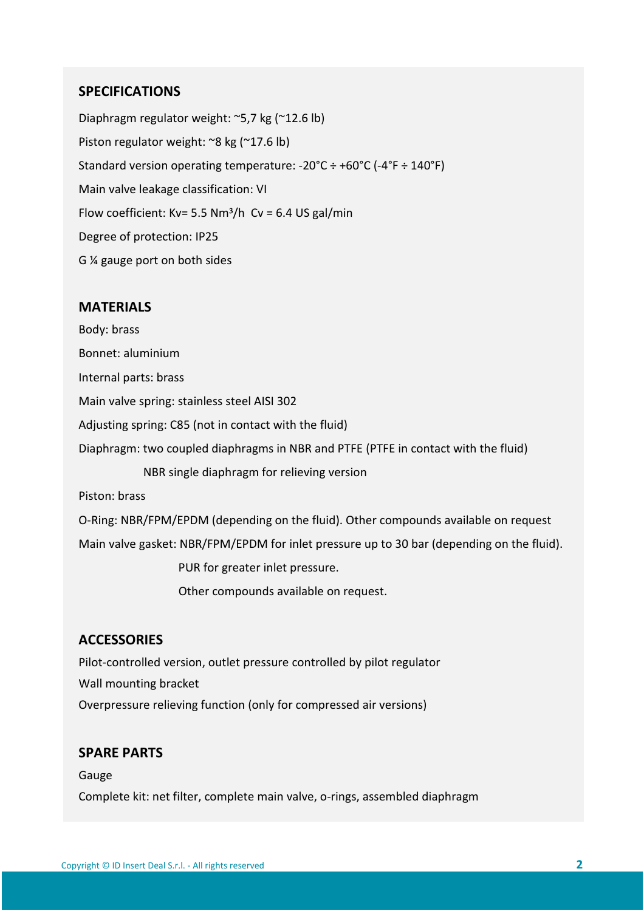## SPECIFICATIONS

Diaphragm regulator weight: ~5,7 kg (~12.6 lb)

Piston regulator weight: ~8 kg (~17.6 lb)

Standard version operating temperature: -20°C ÷ +60°C (-4°F ÷ 140°F)

Main valve leakage classification: VI

Flow coefficient: Kv= 5.5 Nm³/h  Cv = 6.4 US gal/min

Degree of protection: IP25

G ¼ gauge port on both sides

## MATERIALS

Body: brass

Bonnet: aluminium

Internal parts: brass

Main valve spring: stainless steel AISI 302

Adjusting spring: C85 (not in contact with the fluid)

Diaphragm: two coupled diaphragms in NBR and PTFE (PTFE in contact with the fluid)

NBR single diaphragm for relieving version

Piston: brass

O-Ring: NBR/FPM/EPDM (depending on the fluid). Other compounds available on request

Main valve gasket: NBR/FPM/EPDM for inlet pressure up to 30 bar (depending on the fluid).

PUR for greater inlet pressure.

Other compounds available on request.

## ACCESSORIES

Pilot-controlled version, outlet pressure controlled by pilot regulator

Wall mounting bracket

Overpressure relieving function (only for compressed air versions)

## SPARE PARTS

Gauge

Complete kit: net filter, complete main valve, o-rings, assembled diaphragm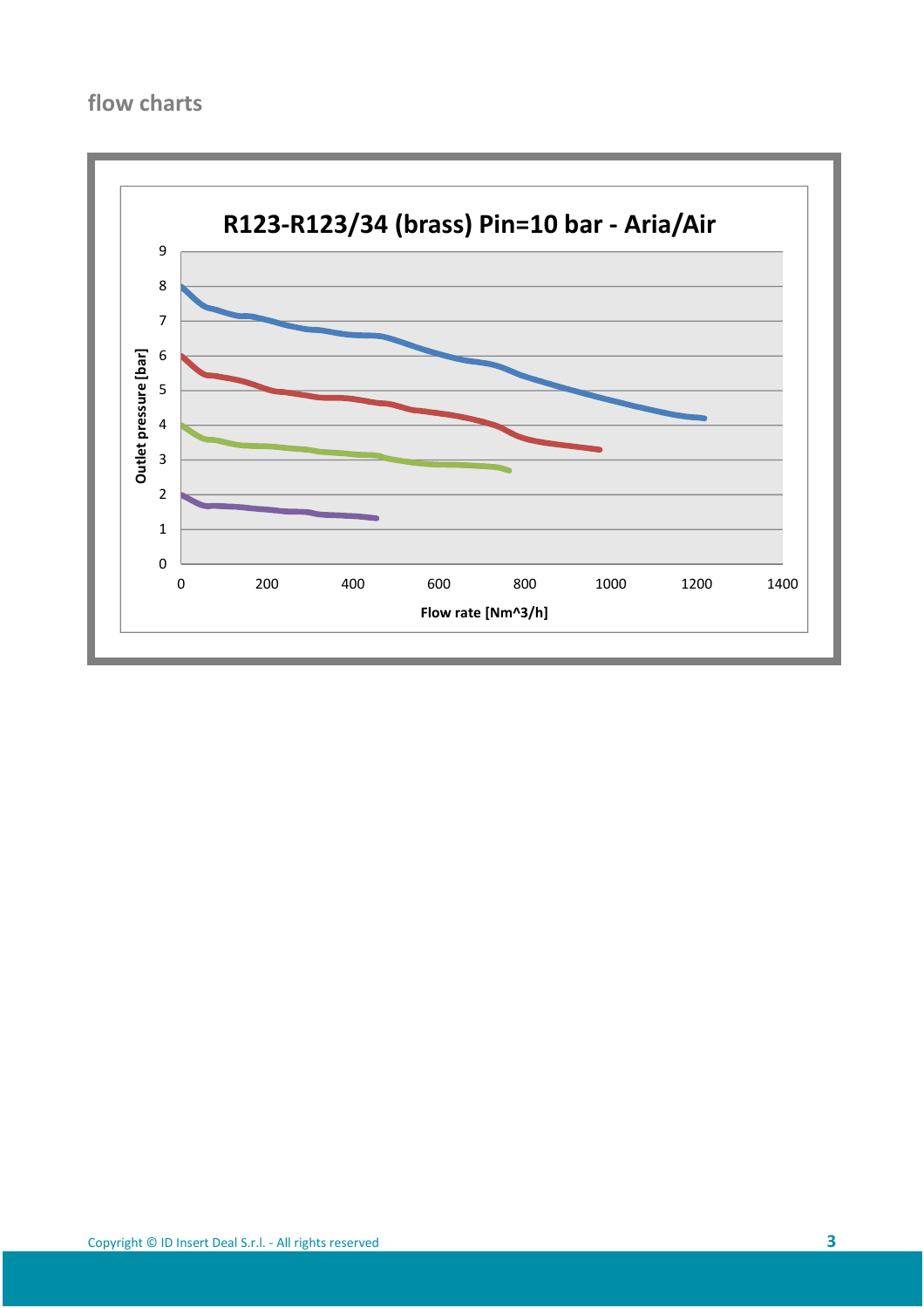## flow charts

**R123-R123/34 (brass) Pin=10 bar - Aria/Air**

Outlet pressure [bar]

9
8
7
6
5
4
3
2
1
0

0 200 400 600 800 1000 1200 1400

Flow rate [Nm^3/h]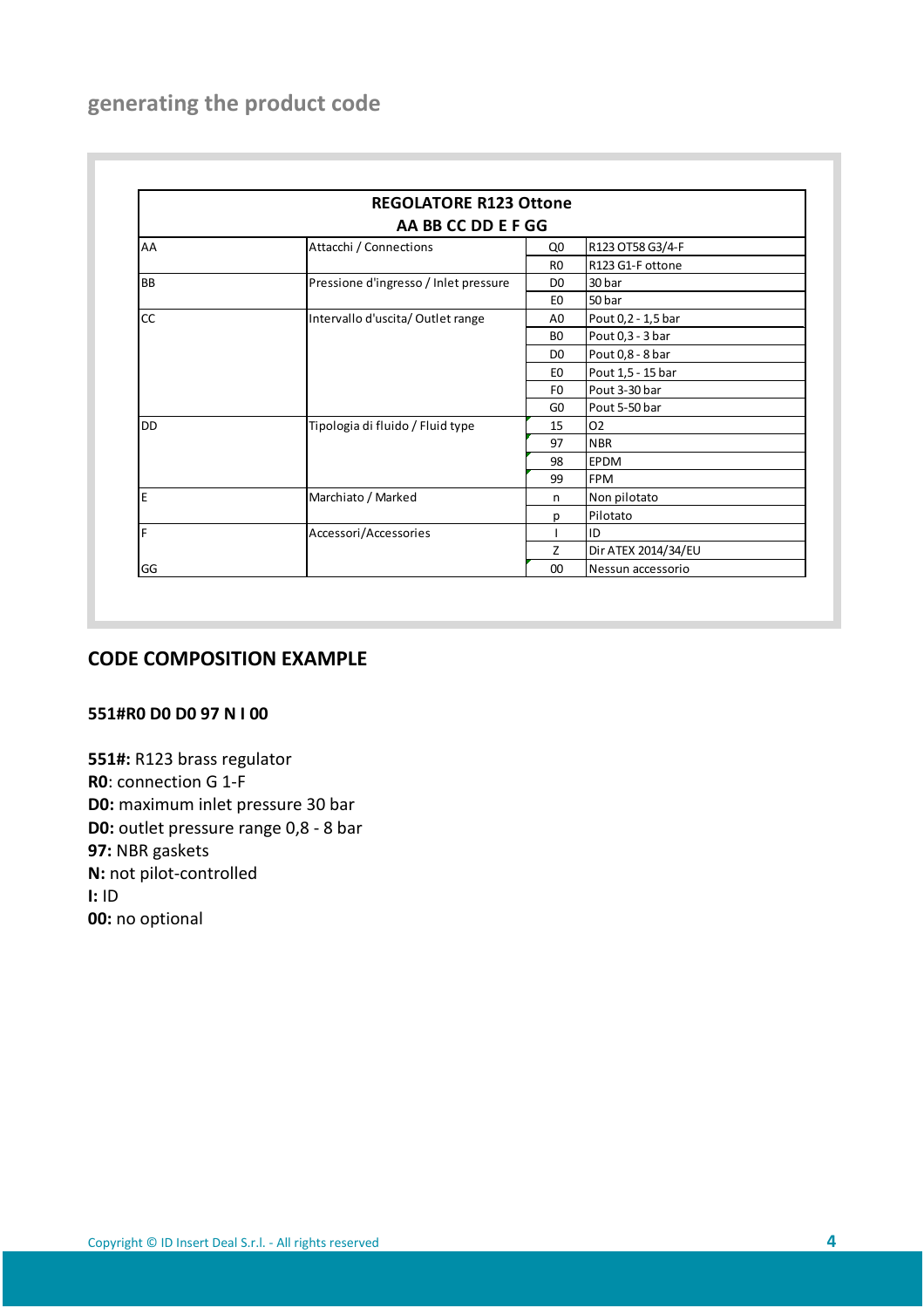## generating the product code

| REGOLATORE R123 Ottone<br>AA BB CC DD E F GG | | | |
|---|---|---|---|
| AA | Attacchi / Connections | Q0 | R123 OT58 G3/4-F |
| | | R0 | R123 G1-F ottone |
| BB | Pressione d'ingresso / Inlet pressure | D0 | 30 bar |
| | | E0 | 50 bar |
| CC | Intervallo d'uscita/ Outlet range | A0 | Pout 0,2 - 1,5 bar |
| | | B0 | Pout 0,3 - 3 bar |
| | | D0 | Pout 0,8 - 8 bar |
| | | E0 | Pout 1,5 - 15 bar |
| | | F0 | Pout 3-30 bar |
| | | G0 | Pout 5-50 bar |
| DD | Tipologia di fluido / Fluid type | 15 | O2 |
| | | 97 | NBR |
| | | 98 | EPDM |
| | | 99 | FPM |
| E | Marchiato / Marked | n | Non pilotato |
| | | p | Pilotato |
| F | Accessori/Accessories | I | ID |
| | | Z | Dir ATEX 2014/34/EU |
| GG | | 00 | Nessun accessorio |

## CODE COMPOSITION EXAMPLE

**551#R0 D0 D0 97 N I 00**

**551#:** R123 brass regulator
**R0**: connection G 1-F
**D0:** maximum inlet pressure 30 bar
**D0:** outlet pressure range 0,8 - 8 bar
**97:** NBR gaskets
**N:** not pilot-controlled
**I:** ID
**00:** no optional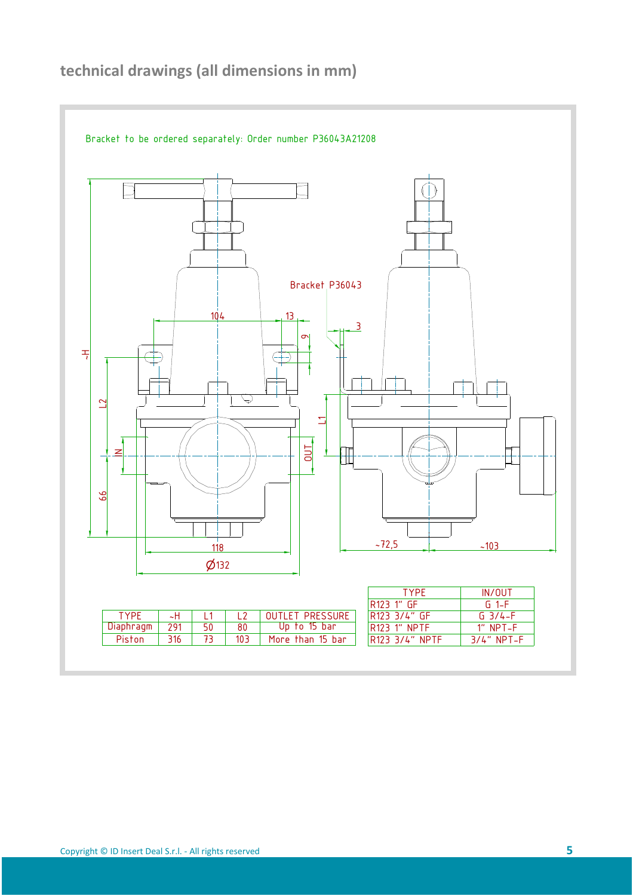## technical drawings (all dimensions in mm)

Bracket to be ordered separately: Order number P36043A21208

| TYPE | ~H | L1 | L2 | OUTLET PRESSURE |
|---|---|---|---|---|
| Diaphragm | 291 | 50 | 80 | Up to 15 bar |
| Piston | 316 | 73 | 103 | More than 15 bar |

| TYPE | IN/OUT |
|---|---|
| R123 1" GF | G 1-F |
| R123 3/4" GF | G 3/4-F |
| R123 1" NPTF | 1" NPT-F |
| R123 3/4" NPTF | 3/4" NPT-F |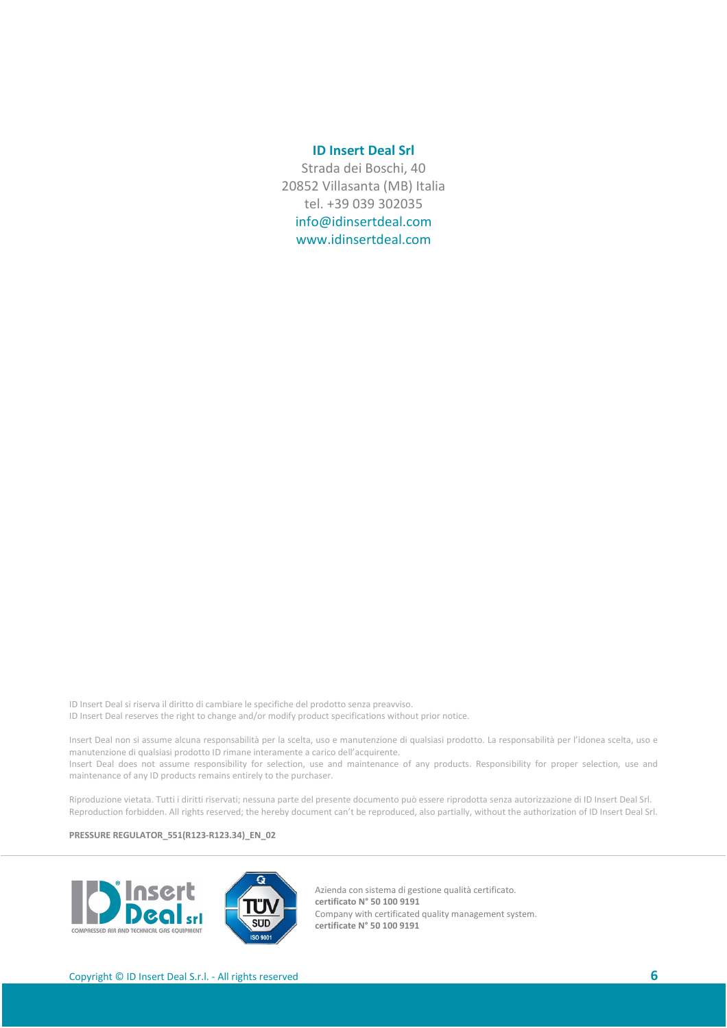**ID Insert Deal Srl**
Strada dei Boschi, 40
20852 Villasanta (MB) Italia
tel. +39 039 302035
info@idinsertdeal.com
www.idinsertdeal.com

ID Insert Deal si riserva il diritto di cambiare le specifiche del prodotto senza preavviso.
ID Insert Deal reserves the right to change and/or modify product specifications without prior notice.

Insert Deal non si assume alcuna responsabilità per la scelta, uso e manutenzione di qualsiasi prodotto. La responsabilità per l'idonea scelta, uso e manutenzione di qualsiasi prodotto ID rimane interamente a carico dell'acquirente.
Insert Deal does not assume responsibility for selection, use and maintenance of any products. Responsibility for proper selection, use and maintenance of any ID products remains entirely to the purchaser.

Riproduzione vietata. Tutti i diritti riservati; nessuna parte del presente documento può essere riprodotta senza autorizzazione di ID Insert Deal Srl.
Reproduction forbidden. All rights reserved; the hereby document can't be reproduced, also partially, without the authorization of ID Insert Deal Srl.

**PRESSURE REGULATOR_551(R123-R123.34)_EN_02**

Azienda con sistema di gestione qualità certificato.
**certificato N° 50 100 9191**
Company with certificated quality management system.
**certificate N° 50 100 9191**

Copyright © ID Insert Deal S.r.l. - All rights reserved